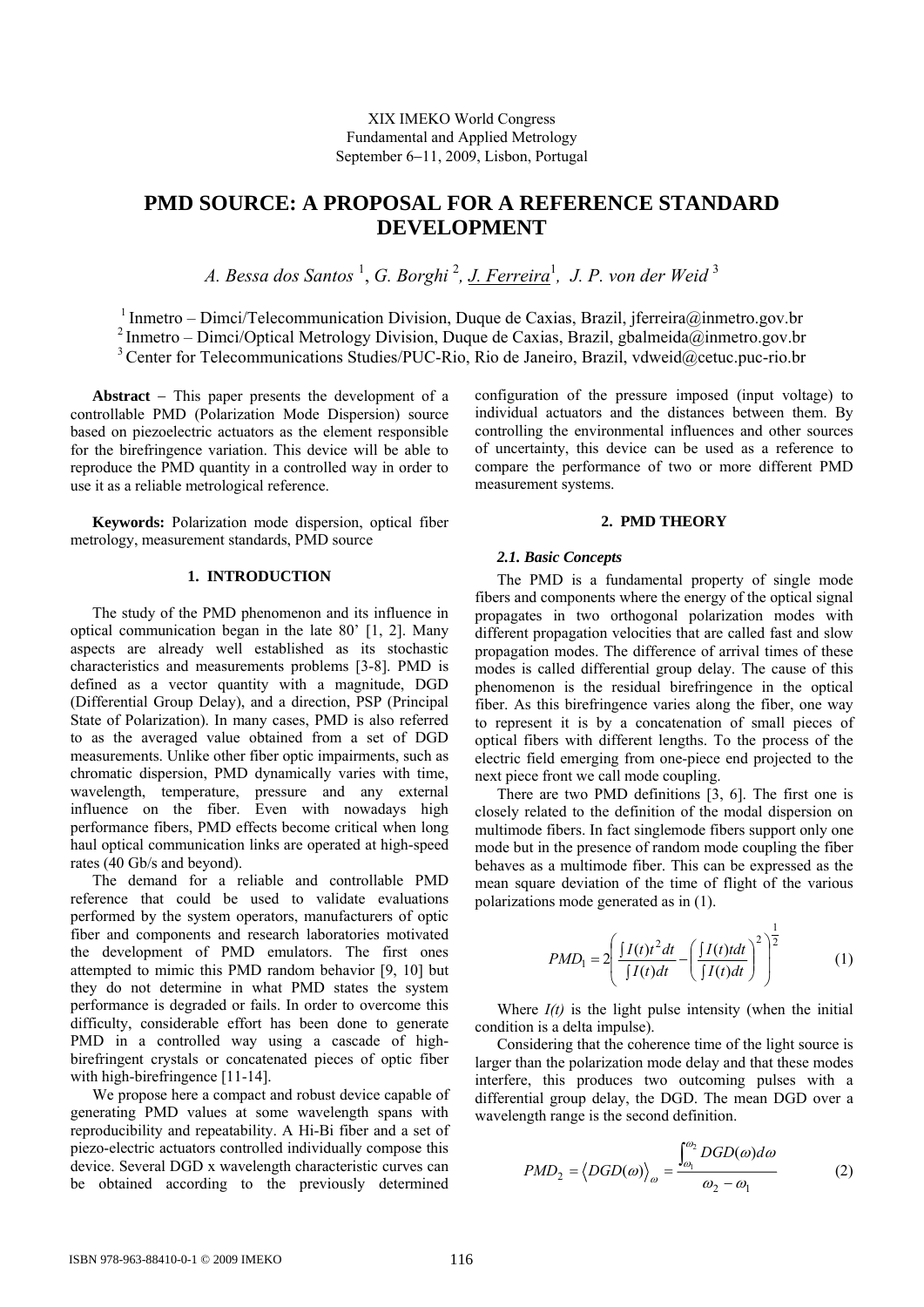XIX IMEKO World Congress
Fundamental and Applied Metrology
September 6−11, 2009, Lisbon, Portugal

# PMD SOURCE: A PROPOSAL FOR A REFERENCE STANDARD DEVELOPMENT

*A. Bessa dos Santos* [1], *G. Borghi* [2], *J. Ferreira*[1], *J. P. von der Weid* [3]

[1] Inmetro – Dimci/Telecommunication Division, Duque de Caxias, Brazil, jferreira@inmetro.gov.br
[2] Inmetro – Dimci/Optical Metrology Division, Duque de Caxias, Brazil, gbalmeida@inmetro.gov.br
[3] Center for Telecommunications Studies/PUC-Rio, Rio de Janeiro, Brazil, vdweid@cetuc.puc-rio.br

**Abstract** − This paper presents the development of a controllable PMD (Polarization Mode Dispersion) source based on piezoelectric actuators as the element responsible for the birefringence variation. This device will be able to reproduce the PMD quantity in a controlled way in order to use it as a reliable metrological reference.

**Keywords:** Polarization mode dispersion, optical fiber metrology, measurement standards, PMD source

## 1. INTRODUCTION

The study of the PMD phenomenon and its influence in optical communication began in the late 80' [1, 2]. Many aspects are already well established as its stochastic characteristics and measurements problems [3-8]. PMD is defined as a vector quantity with a magnitude, DGD (Differential Group Delay), and a direction, PSP (Principal State of Polarization). In many cases, PMD is also referred to as the averaged value obtained from a set of DGD measurements. Unlike other fiber optic impairments, such as chromatic dispersion, PMD dynamically varies with time, wavelength, temperature, pressure and any external influence on the fiber. Even with nowadays high performance fibers, PMD effects become critical when long haul optical communication links are operated at high-speed rates (40 Gb/s and beyond).

The demand for a reliable and controllable PMD reference that could be used to validate evaluations performed by the system operators, manufacturers of optic fiber and components and research laboratories motivated the development of PMD emulators. The first ones attempted to mimic this PMD random behavior [9, 10] but they do not determine in what PMD states the system performance is degraded or fails. In order to overcome this difficulty, considerable effort has been done to generate PMD in a controlled way using a cascade of high-birefringent crystals or concatenated pieces of optic fiber with high-birefringence [11-14].

We propose here a compact and robust device capable of generating PMD values at some wavelength spans with reproducibility and repeatability. A Hi-Bi fiber and a set of piezo-electric actuators controlled individually compose this device. Several DGD x wavelength characteristic curves can be obtained according to the previously determined configuration of the pressure imposed (input voltage) to individual actuators and the distances between them. By controlling the environmental influences and other sources of uncertainty, this device can be used as a reference to compare the performance of two or more different PMD measurement systems.

## 2. PMD THEORY

### *2.1. Basic Concepts*

The PMD is a fundamental property of single mode fibers and components where the energy of the optical signal propagates in two orthogonal polarization modes with different propagation velocities that are called fast and slow propagation modes. The difference of arrival times of these modes is called differential group delay. The cause of this phenomenon is the residual birefringence in the optical fiber. As this birefringence varies along the fiber, one way to represent it is by a concatenation of small pieces of optical fibers with different lengths. To the process of the electric field emerging from one-piece end projected to the next piece front we call mode coupling.

There are two PMD definitions [3, 6]. The first one is closely related to the definition of the modal dispersion on multimode fibers. In fact singlemode fibers support only one mode but in the presence of random mode coupling the fiber behaves as a multimode fiber. This can be expressed as the mean square deviation of the time of flight of the various polarizations mode generated as in (1).

$$PMD_1 = 2\left( \frac{\int I(t)t^2 dt}{\int I(t)dt} - \left( \frac{\int I(t)tdt}{\int I(t)dt} \right)^2 \right)^{\frac{1}{2}} \tag{1}$$

Where $I(t)$ is the light pulse intensity (when the initial condition is a delta impulse).

Considering that the coherence time of the light source is larger than the polarization mode delay and that these modes interfere, this produces two outcoming pulses with a differential group delay, the DGD. The mean DGD over a wavelength range is the second definition.

$$PMD_2 = \left\langle DGD(\omega) \right\rangle_{\omega} = \frac{\int_{\omega_1}^{\omega_2} DGD(\omega) d\omega}{\omega_2 - \omega_1} \tag{2}$$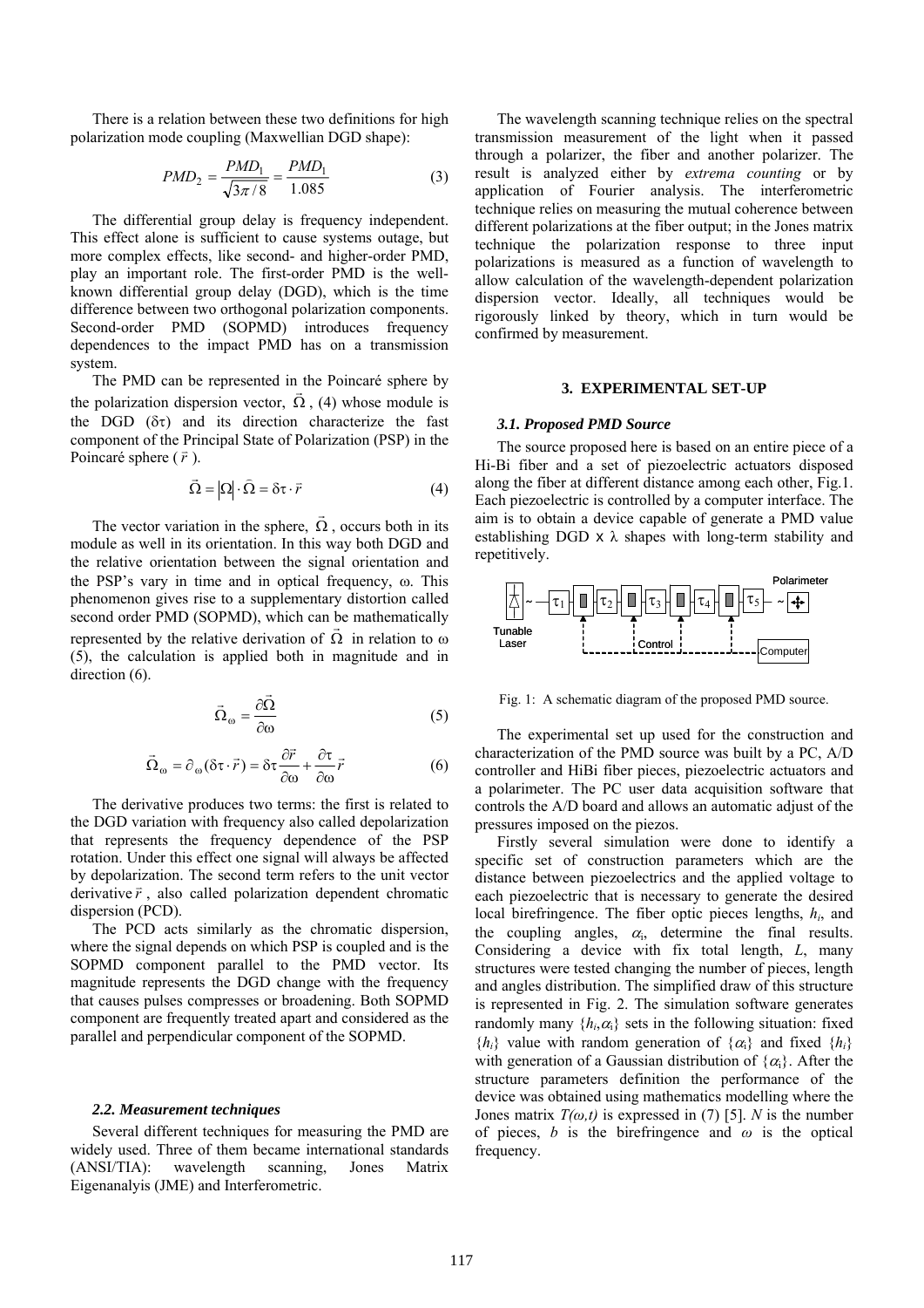There is a relation between these two definitions for high polarization mode coupling (Maxwellian DGD shape):

$$PMD_2 = \frac{PMD_1}{\sqrt{3\pi/8}} = \frac{PMD_1}{1.085} \tag{3}$$

The differential group delay is frequency independent. This effect alone is sufficient to cause systems outage, but more complex effects, like second- and higher-order PMD, play an important role. The first-order PMD is the well-known differential group delay (DGD), which is the time difference between two orthogonal polarization components. Second-order PMD (SOPMD) introduces frequency dependences to the impact PMD has on a transmission system.

The PMD can be represented in the Poincaré sphere by the polarization dispersion vector, $\vec{\Omega}$, (4) whose module is the DGD ($\delta\tau$) and its direction characterize the fast component of the Principal State of Polarization (PSP) in the Poincaré sphere ($\vec{r}$).

$$\vec{\Omega} = |\Omega| \cdot \bar{\Omega} = \delta\tau \cdot \vec{r} \tag{4}$$

The vector variation in the sphere, $\vec{\Omega}$, occurs both in its module as well in its orientation. In this way both DGD and the relative orientation between the signal orientation and the PSP's vary in time and in optical frequency, ω. This phenomenon gives rise to a supplementary distortion called second order PMD (SOPMD), which can be mathematically represented by the relative derivation of $\vec{\Omega}$ in relation to ω (5), the calculation is applied both in magnitude and in direction (6).

$$\vec{\Omega}_\omega = \frac{\partial \vec{\Omega}}{\partial \omega} \tag{5}$$

$$\vec{\Omega}_\omega = \partial_\omega(\delta\tau \cdot \vec{r}) = \delta\tau \frac{\partial \vec{r}}{\partial \omega} + \frac{\partial \tau}{\partial \omega}\vec{r} \tag{6}$$

The derivative produces two terms: the first is related to the DGD variation with frequency also called depolarization that represents the frequency dependence of the PSP rotation. Under this effect one signal will always be affected by depolarization. The second term refers to the unit vector derivative $\vec{r}$, also called polarization dependent chromatic dispersion (PCD).

The PCD acts similarly as the chromatic dispersion, where the signal depends on which PSP is coupled and is the SOPMD component parallel to the PMD vector. Its magnitude represents the DGD change with the frequency that causes pulses compresses or broadening. Both SOPMD component are frequently treated apart and considered as the parallel and perpendicular component of the SOPMD.

### 2.2. Measurement techniques

Several different techniques for measuring the PMD are widely used. Three of them became international standards (ANSI/TIA): wavelength scanning, Jones Matrix Eigenanalyis (JME) and Interferometric.

The wavelength scanning technique relies on the spectral transmission measurement of the light when it passed through a polarizer, the fiber and another polarizer. The result is analyzed either by *extrema counting* or by application of Fourier analysis. The interferometric technique relies on measuring the mutual coherence between different polarizations at the fiber output; in the Jones matrix technique the polarization response to three input polarizations is measured as a function of wavelength to allow calculation of the wavelength-dependent polarization dispersion vector. Ideally, all techniques would be rigorously linked by theory, which in turn would be confirmed by measurement.

## 3. EXPERIMENTAL SET-UP

### 3.1. Proposed PMD Source

The source proposed here is based on an entire piece of a Hi-Bi fiber and a set of piezoelectric actuators disposed along the fiber at different distance among each other, Fig.1. Each piezoelectric is controlled by a computer interface. The aim is to obtain a device capable of generate a PMD value establishing DGD x λ shapes with long-term stability and repetitively.

Fig. 1: A schematic diagram of the proposed PMD source.

The experimental set up used for the construction and characterization of the PMD source was built by a PC, A/D controller and HiBi fiber pieces, piezoelectric actuators and a polarimeter. The PC user data acquisition software that controls the A/D board and allows an automatic adjust of the pressures imposed on the piezos.

Firstly several simulation were done to identify a specific set of construction parameters which are the distance between piezoelectrics and the applied voltage to each piezoelectric that is necessary to generate the desired local birefringence. The fiber optic pieces lengths, $h_i$, and the coupling angles, $\alpha_i$, determine the final results. Considering a device with fix total length, $L$, many structures were tested changing the number of pieces, length and angles distribution. The simplified draw of this structure is represented in Fig. 2. The simulation software generates randomly many $\{h_i,\alpha_i\}$ sets in the following situation: fixed $\{h_i\}$ value with random generation of $\{\alpha_i\}$ and fixed $\{h_i\}$ with generation of a Gaussian distribution of $\{\alpha_i\}$. After the structure parameters definition the performance of the device was obtained using mathematics modelling where the Jones matrix $T(\omega,t)$ is expressed in (7) [5]. $N$ is the number of pieces, $b$ is the birefringence and $\omega$ is the optical frequency.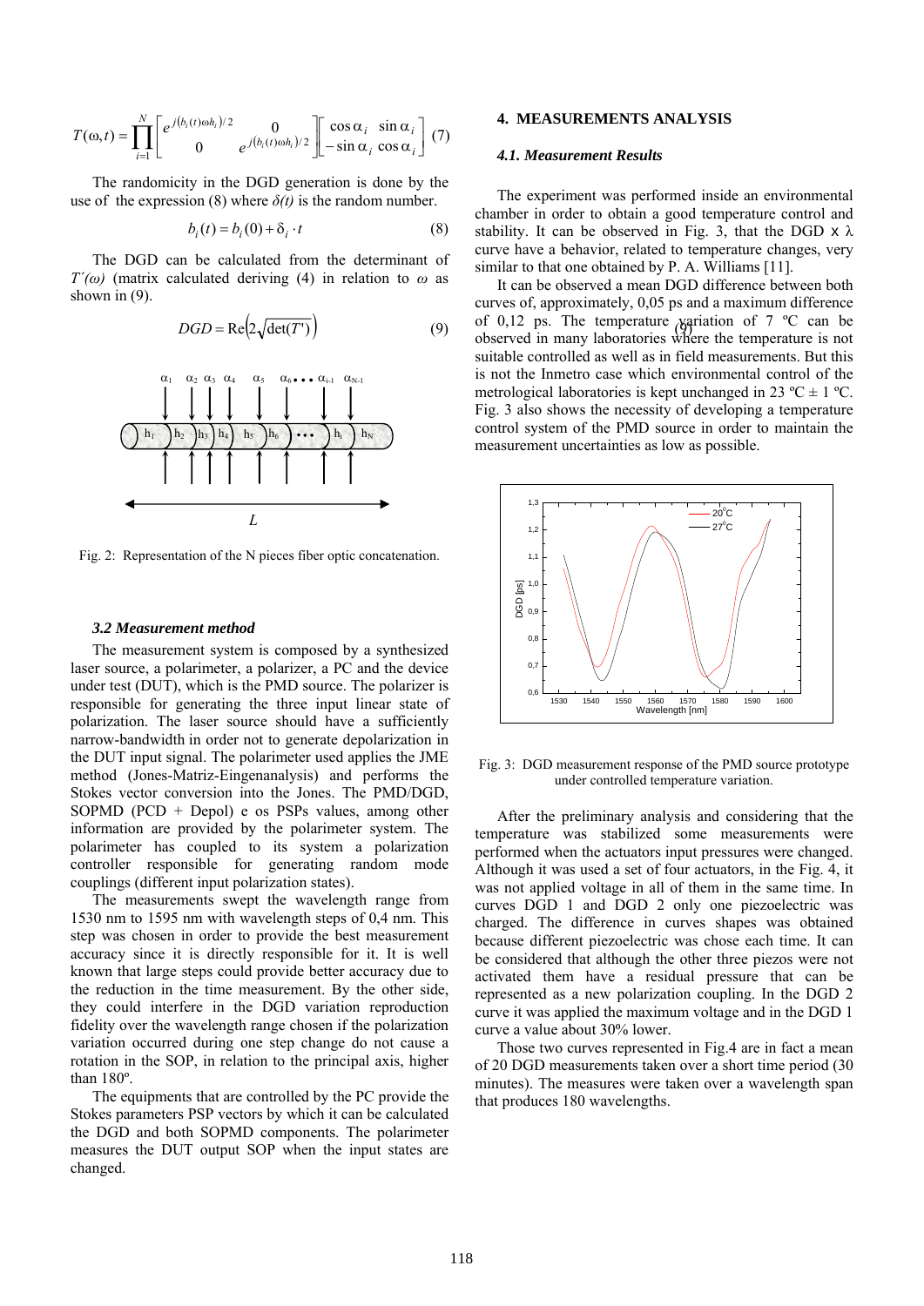$$T(\omega,t)=\prod_{i=1}^{N}\begin{bmatrix} e^{j(b_i(t)\omega h_i)/2} & 0 \\ 0 & e^{j(b_i(t)\omega h_i)/2} \end{bmatrix}\begin{bmatrix} \cos\alpha_i & \sin\alpha_i \\ -\sin\alpha_i & \cos\alpha_i \end{bmatrix} \quad (7)$$

The randomicity in the DGD generation is done by the use of the expression (8) where $\delta(t)$ is the random number.

$$b_i(t)=b_i(0)+\delta_i\cdot t \quad (8)$$

The DGD can be calculated from the determinant of $T'(\omega)$ (matrix calculated deriving (4) in relation to $\omega$ as shown in (9).

$$DGD=\mathrm{Re}\left(2\sqrt{\det(T')}\right) \quad (9)$$

Fig. 2: Representation of the N pieces fiber optic concatenation.

### 3.2 Measurement method

The measurement system is composed by a synthesized laser source, a polarimeter, a polarizer, a PC and the device under test (DUT), which is the PMD source. The polarizer is responsible for generating the three input linear state of polarization. The laser source should have a sufficiently narrow-bandwidth in order not to generate depolarization in the DUT input signal. The polarimeter used applies the JME method (Jones-Matriz-Eingenanalysis) and performs the Stokes vector conversion into the Jones. The PMD/DGD, SOPMD (PCD + Depol) e os PSPs values, among other information are provided by the polarimeter system. The polarimeter has coupled to its system a polarization controller responsible for generating random mode couplings (different input polarization states).

The measurements swept the wavelength range from 1530 nm to 1595 nm with wavelength steps of 0,4 nm. This step was chosen in order to provide the best measurement accuracy since it is directly responsible for it. It is well known that large steps could provide better accuracy due to the reduction in the time measurement. By the other side, they could interfere in the DGD variation reproduction fidelity over the wavelength range chosen if the polarization variation occurred during one step change do not cause a rotation in the SOP, in relation to the principal axis, higher than 180º.

The equipments that are controlled by the PC provide the Stokes parameters PSP vectors by which it can be calculated the DGD and both SOPMD components. The polarimeter measures the DUT output SOP when the input states are changed.

## 4. MEASUREMENTS ANALYSIS

### 4.1. Measurement Results

The experiment was performed inside an environmental chamber in order to obtain a good temperature control and stability. It can be observed in Fig. 3, that the DGD x λ curve have a behavior, related to temperature changes, very similar to that one obtained by P. A. Williams [11].

It can be observed a mean DGD difference between both curves of, approximately, 0,05 ps and a maximum difference of 0,12 ps. The temperature variation of 7 ºC can be observed in many laboratories where the temperature is not suitable controlled as well as in field measurements. But this is not the Inmetro case which environmental control of the metrological laboratories is kept unchanged in 23 ºC ± 1 ºC. Fig. 3 also shows the necessity of developing a temperature control system of the PMD source in order to maintain the measurement uncertainties as low as possible.

Fig. 3: DGD measurement response of the PMD source prototype under controlled temperature variation.

After the preliminary analysis and considering that the temperature was stabilized some measurements were performed when the actuators input pressures were changed. Although it was used a set of four actuators, in the Fig. 4, it was not applied voltage in all of them in the same time. In curves DGD 1 and DGD 2 only one piezoelectric was charged. The difference in curves shapes was obtained because different piezoelectric was chose each time. It can be considered that although the other three piezos were not activated them have a residual pressure that can be represented as a new polarization coupling. In the DGD 2 curve it was applied the maximum voltage and in the DGD 1 curve a value about 30% lower.

Those two curves represented in Fig.4 are in fact a mean of 20 DGD measurements taken over a short time period (30 minutes). The measures were taken over a wavelength span that produces 180 wavelengths.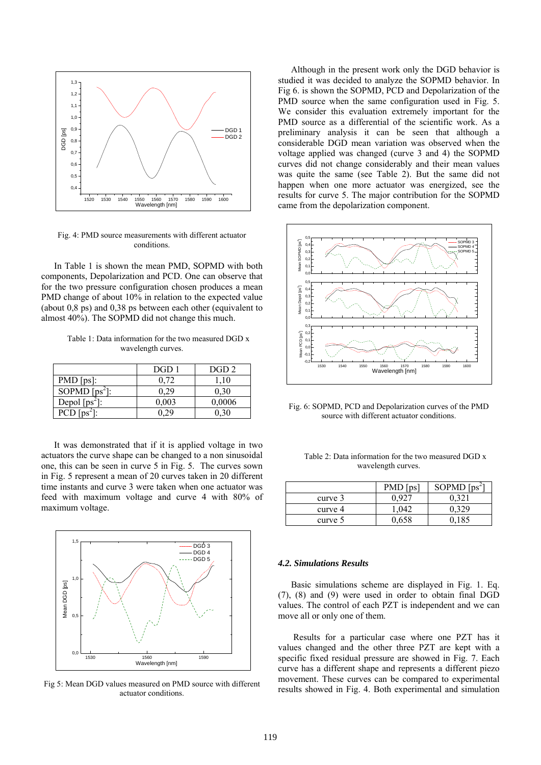Fig. 4: PMD source measurements with different actuator conditions.

In Table 1 is shown the mean PMD, SOPMD with both components, Depolarization and PCD. One can observe that for the two pressure configuration chosen produces a mean PMD change of about 10% in relation to the expected value (about 0,8 ps) and 0,38 ps between each other (equivalent to almost 40%). The SOPMD did not change this much.

Table 1: Data information for the two measured DGD x wavelength curves.

| | DGD 1 | DGD 2 |
|---|---|---|
| PMD [ps]: | 0,72 | 1,10 |
| SOPMD [ps$^2$]: | 0,29 | 0,30 |
| Depol [ps$^2$]: | 0,003 | 0,0006 |
| PCD [ps$^2$]: | 0,29 | 0,30 |

It was demonstrated that if it is applied voltage in two actuators the curve shape can be changed to a non sinusoidal one, this can be seen in curve 5 in Fig. 5. The curves sown in Fig. 5 represent a mean of 20 curves taken in 20 different time instants and curve 3 were taken when one actuator was feed with maximum voltage and curve 4 with 80% of maximum voltage.

Fig 5: Mean DGD values measured on PMD source with different actuator conditions.

Although in the present work only the DGD behavior is studied it was decided to analyze the SOPMD behavior. In Fig 6. is shown the SOPMD, PCD and Depolarization of the PMD source when the same configuration used in Fig. 5. We consider this evaluation extremely important for the PMD source as a differential of the scientific work. As a preliminary analysis it can be seen that although a considerable DGD mean variation was observed when the voltage applied was changed (curve 3 and 4) the SOPMD curves did not change considerably and their mean values was quite the same (see Table 2). But the same did not happen when one more actuator was energized, see the results for curve 5. The major contribution for the SOPMD came from the depolarization component.

Fig. 6: SOPMD, PCD and Depolarization curves of the PMD source with different actuator conditions.

Table 2: Data information for the two measured DGD x wavelength curves.

| | PMD [ps] | SOPMD [ps$^2$] |
|---|---|---|
| curve 3 | 0,927 | 0,321 |
| curve 4 | 1,042 | 0,329 |
| curve 5 | 0,658 | 0,185 |

### *4.2. Simulations Results*

Basic simulations scheme are displayed in Fig. 1. Eq. (7), (8) and (9) were used in order to obtain final DGD values. The control of each PZT is independent and we can move all or only one of them.

Results for a particular case where one PZT has it values changed and the other three PZT are kept with a specific fixed residual pressure are showed in Fig. 7. Each curve has a different shape and represents a different piezo movement. These curves can be compared to experimental results showed in Fig. 4. Both experimental and simulation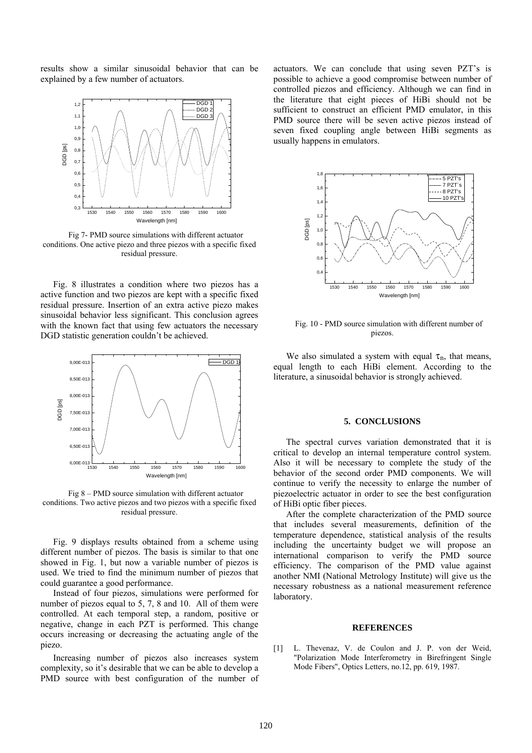results show a similar sinusoidal behavior that can be explained by a few number of actuators.

Fig 7- PMD source simulations with different actuator conditions. One active piezo and three piezos with a specific fixed residual pressure.

Fig. 8 illustrates a condition where two piezos has a active function and two piezos are kept with a specific fixed residual pressure. Insertion of an extra active piezo makes sinusoidal behavior less significant. This conclusion agrees with the known fact that using few actuators the necessary DGD statistic generation couldn't be achieved.

Fig 8 – PMD source simulation with different actuator conditions. Two active piezos and two piezos with a specific fixed residual pressure.

Fig. 9 displays results obtained from a scheme using different number of piezos. The basis is similar to that one showed in Fig. 1, but now a variable number of piezos is used. We tried to find the minimum number of piezos that could guarantee a good performance.

Instead of four piezos, simulations were performed for number of piezos equal to 5, 7, 8 and 10. All of them were controlled. At each temporal step, a random, positive or negative, change in each PZT is performed. This change occurs increasing or decreasing the actuating angle of the piezo.

Increasing number of piezos also increases system complexity, so it's desirable that we can be able to develop a PMD source with best configuration of the number of actuators. We can conclude that using seven PZT's is possible to achieve a good compromise between number of controlled piezos and efficiency. Although we can find in the literature that eight pieces of HiBi should not be sufficient to construct an efficient PMD emulator, in this PMD source there will be seven active piezos instead of seven fixed coupling angle between HiBi segments as usually happens in emulators.

Fig. 10 - PMD source simulation with different number of piezos.

We also simulated a system with equal $\tau_n$, that means, equal length to each HiBi element. According to the literature, a sinusoidal behavior is strongly achieved.

## 5. CONCLUSIONS

The spectral curves variation demonstrated that it is critical to develop an internal temperature control system. Also it will be necessary to complete the study of the behavior of the second order PMD components. We will continue to verify the necessity to enlarge the number of piezoelectric actuator in order to see the best configuration of HiBi optic fiber pieces.

After the complete characterization of the PMD source that includes several measurements, definition of the temperature dependence, statistical analysis of the results including the uncertainty budget we will propose an international comparison to verify the PMD source efficiency. The comparison of the PMD value against another NMI (National Metrology Institute) will give us the necessary robustness as a national measurement reference laboratory.

## REFERENCES

[1] L. Thevenaz, V. de Coulon and J. P. von der Weid, "Polarization Mode Interferometry in Birefringent Single Mode Fibers", Optics Letters, no.12, pp. 619, 1987.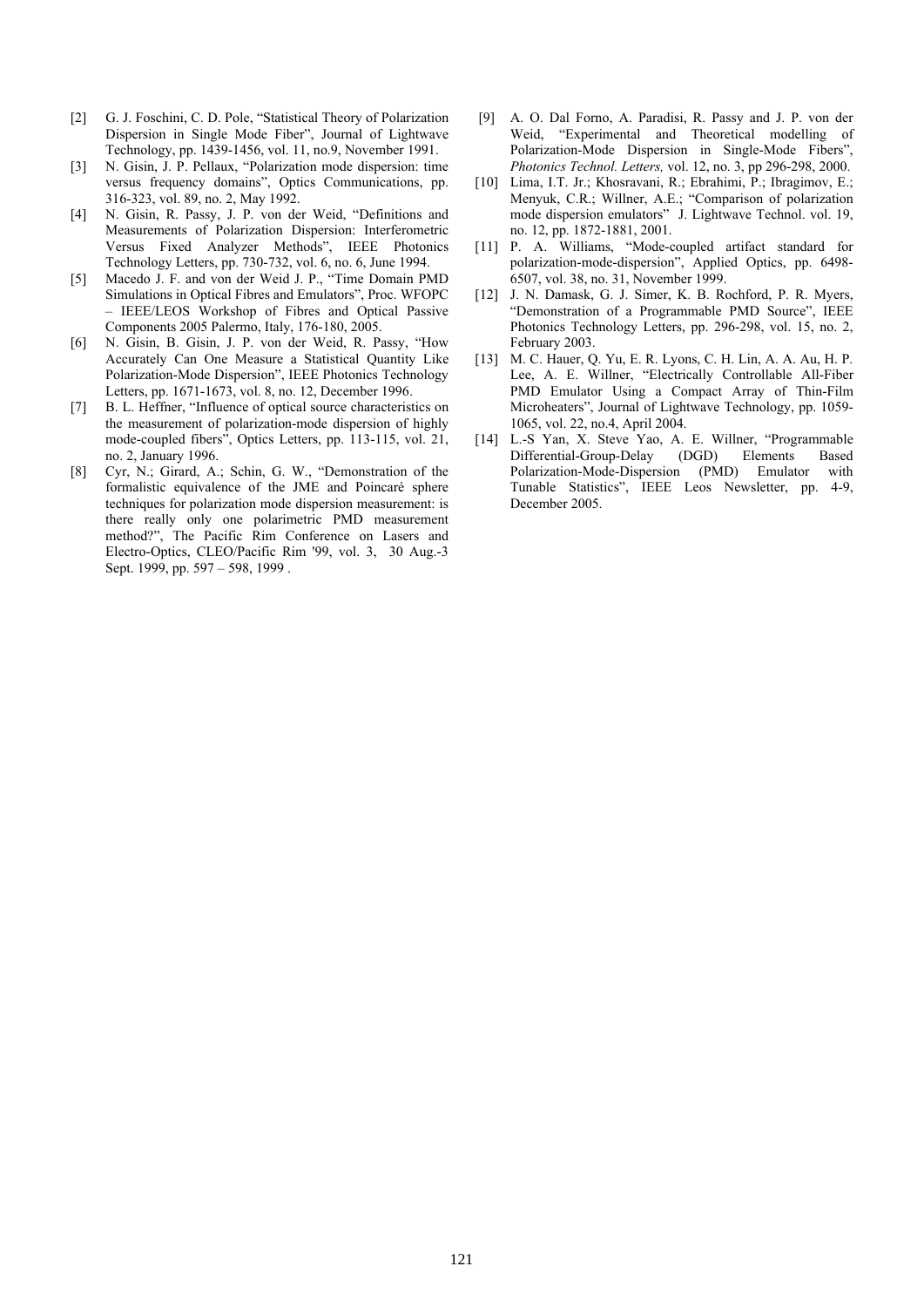[2] G. J. Foschini, C. D. Pole, "Statistical Theory of Polarization Dispersion in Single Mode Fiber", Journal of Lightwave Technology, pp. 1439-1456, vol. 11, no.9, November 1991.

[3] N. Gisin, J. P. Pellaux, "Polarization mode dispersion: time versus frequency domains", Optics Communications, pp. 316-323, vol. 89, no. 2, May 1992.

[4] N. Gisin, R. Passy, J. P. von der Weid, "Definitions and Measurements of Polarization Dispersion: Interferometric Versus Fixed Analyzer Methods", IEEE Photonics Technology Letters, pp. 730-732, vol. 6, no. 6, June 1994.

[5] Macedo J. F. and von der Weid J. P., "Time Domain PMD Simulations in Optical Fibres and Emulators", Proc. WFOPC – IEEE/LEOS Workshop of Fibres and Optical Passive Components 2005 Palermo, Italy, 176-180, 2005.

[6] N. Gisin, B. Gisin, J. P. von der Weid, R. Passy, "How Accurately Can One Measure a Statistical Quantity Like Polarization-Mode Dispersion", IEEE Photonics Technology Letters, pp. 1671-1673, vol. 8, no. 12, December 1996.

[7] B. L. Heffner, "Influence of optical source characteristics on the measurement of polarization-mode dispersion of highly mode-coupled fibers", Optics Letters, pp. 113-115, vol. 21, no. 2, January 1996.

[8] Cyr, N.; Girard, A.; Schin, G. W., "Demonstration of the formalistic equivalence of the JME and Poincaré sphere techniques for polarization mode dispersion measurement: is there really only one polarimetric PMD measurement method?", The Pacific Rim Conference on Lasers and Electro-Optics, CLEO/Pacific Rim '99, vol. 3, 30 Aug.-3 Sept. 1999, pp. 597 – 598, 1999 .

[9] A. O. Dal Forno, A. Paradisi, R. Passy and J. P. von der Weid, "Experimental and Theoretical modelling of Polarization-Mode Dispersion in Single-Mode Fibers", *Photonics Technol. Letters,* vol. 12, no. 3, pp 296-298, 2000.

[10] Lima, I.T. Jr.; Khosravani, R.; Ebrahimi, P.; Ibragimov, E.; Menyuk, C.R.; Willner, A.E.; "Comparison of polarization mode dispersion emulators" J. Lightwave Technol. vol. 19, no. 12, pp. 1872-1881, 2001.

[11] P. A. Williams, "Mode-coupled artifact standard for polarization-mode-dispersion", Applied Optics, pp. 6498-6507, vol. 38, no. 31, November 1999.

[12] J. N. Damask, G. J. Simer, K. B. Rochford, P. R. Myers, "Demonstration of a Programmable PMD Source", IEEE Photonics Technology Letters, pp. 296-298, vol. 15, no. 2, February 2003.

[13] M. C. Hauer, Q. Yu, E. R. Lyons, C. H. Lin, A. A. Au, H. P. Lee, A. E. Willner, "Electrically Controllable All-Fiber PMD Emulator Using a Compact Array of Thin-Film Microheaters", Journal of Lightwave Technology, pp. 1059-1065, vol. 22, no.4, April 2004.

[14] L.-S Yan, X. Steve Yao, A. E. Willner, "Programmable Differential-Group-Delay (DGD) Elements Based Polarization-Mode-Dispersion (PMD) Emulator with Tunable Statistics", IEEE Leos Newsletter, pp. 4-9, December 2005.